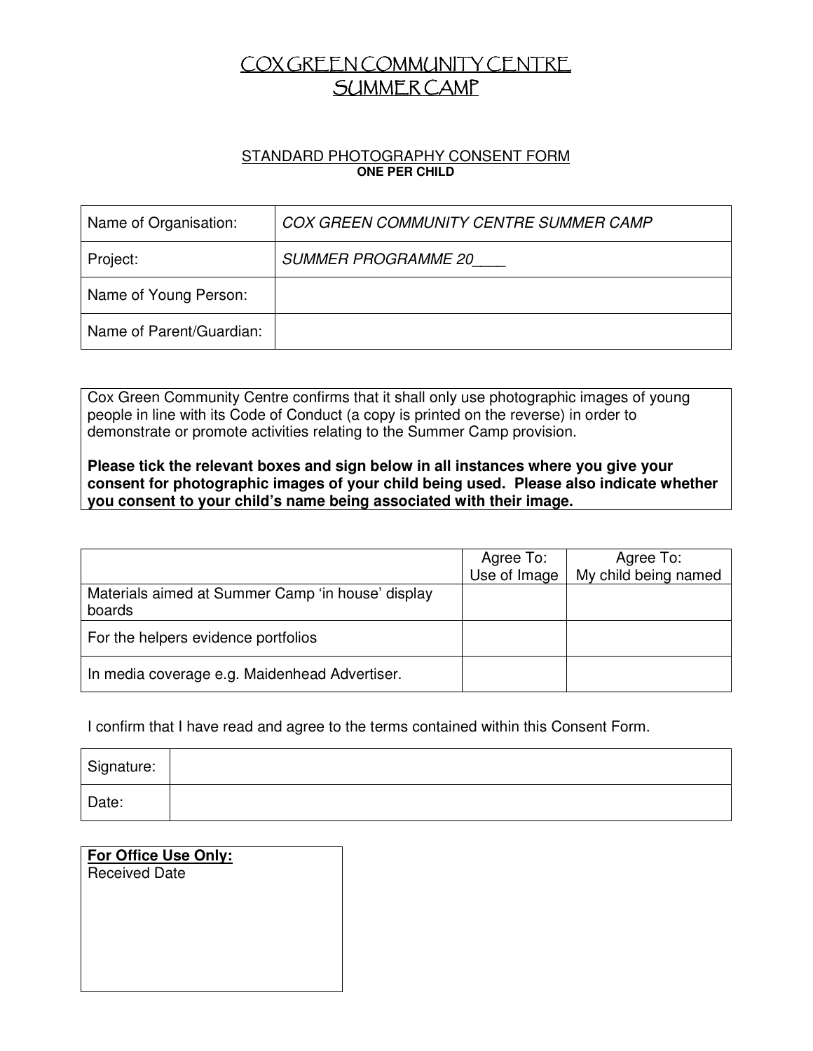# COX GREEN COMMUNITY CENTRE
# SUMMER CAMP

## STANDARD PHOTOGRAPHY CONSENT FORM

**ONE PER CHILD**

| | |
|---|---|
| Name of Organisation: | *COX GREEN COMMUNITY CENTRE SUMMER CAMP* |
| Project: | *SUMMER PROGRAMME 20____* |
| Name of Young Person: | |
| Name of Parent/Guardian: | |

Cox Green Community Centre confirms that it shall only use photographic images of young people in line with its Code of Conduct (a copy is printed on the reverse) in order to demonstrate or promote activities relating to the Summer Camp provision.

**Please tick the relevant boxes and sign below in all instances where you give your consent for photographic images of your child being used. Please also indicate whether you consent to your child's name being associated with their image.**

| | Agree To: Use of Image | Agree To: My child being named |
|---|---|---|
| Materials aimed at Summer Camp 'in house' display boards | | |
| For the helpers evidence portfolios | | |
| In media coverage e.g. Maidenhead Advertiser. | | |

I confirm that I have read and agree to the terms contained within this Consent Form.

| | |
|---|---|
| Signature: | |
| Date: | |

**For Office Use Only:**
Received Date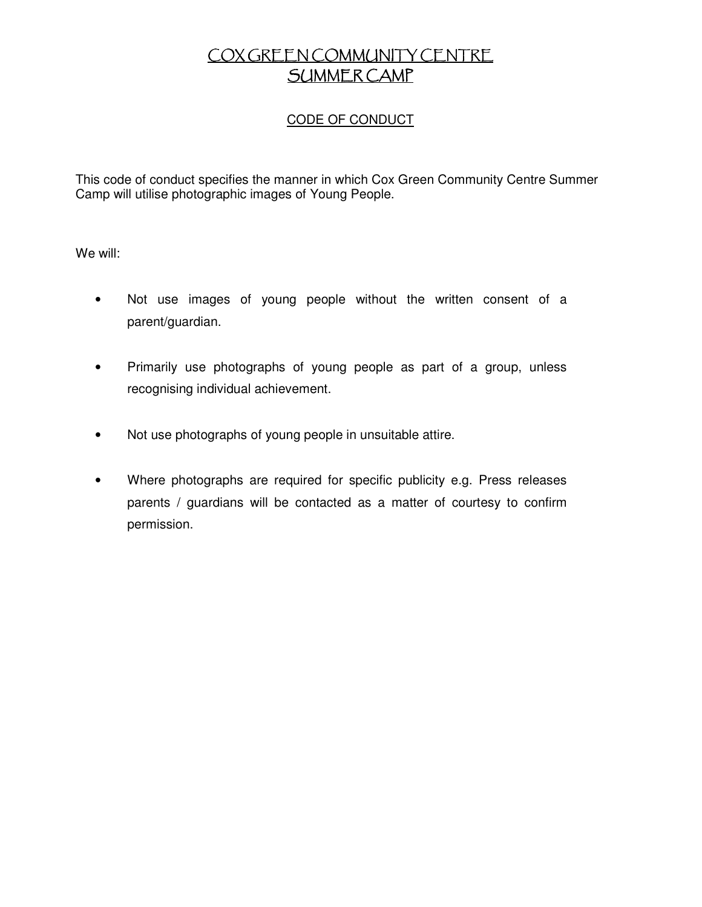# COX GREEN COMMUNITY CENTRE
# SUMMER CAMP

## CODE OF CONDUCT

This code of conduct specifies the manner in which Cox Green Community Centre Summer Camp will utilise photographic images of Young People.

We will:

- Not use images of young people without the written consent of a parent/guardian.
- Primarily use photographs of young people as part of a group, unless recognising individual achievement.
- Not use photographs of young people in unsuitable attire.
- Where photographs are required for specific publicity e.g. Press releases parents / guardians will be contacted as a matter of courtesy to confirm permission.